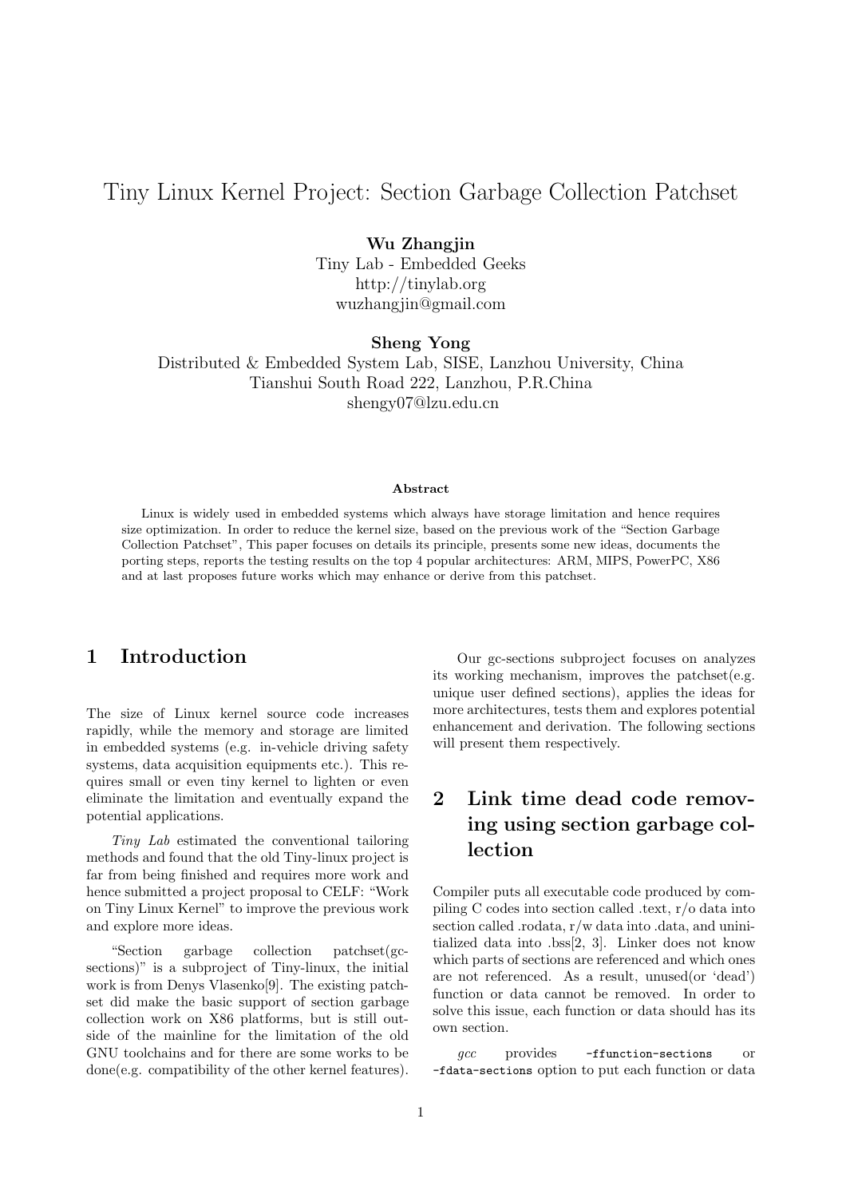# Tiny Linux Kernel Project: Section Garbage Collection Patchset

**Wu Zhangjin**
Tiny Lab - Embedded Geeks
http://tinylab.org
wuzhangjin@gmail.com

**Sheng Yong**
Distributed & Embedded System Lab, SISE, Lanzhou University, China
Tianshui South Road 222, Lanzhou, P.R.China
shengy07@lzu.edu.cn

**Abstract**

Linux is widely used in embedded systems which always have storage limitation and hence requires size optimization. In order to reduce the kernel size, based on the previous work of the "Section Garbage Collection Patchset", This paper focuses on details its principle, presents some new ideas, documents the porting steps, reports the testing results on the top 4 popular architectures: ARM, MIPS, PowerPC, X86 and at last proposes future works which may enhance or derive from this patchset.

## 1 Introduction

The size of Linux kernel source code increases rapidly, while the memory and storage are limited in embedded systems (e.g. in-vehicle driving safety systems, data acquisition equipments etc.). This requires small or even tiny kernel to lighten or even eliminate the limitation and eventually expand the potential applications.

*Tiny Lab* estimated the conventional tailoring methods and found that the old Tiny-linux project is far from being finished and requires more work and hence submitted a project proposal to CELF: "Work on Tiny Linux Kernel" to improve the previous work and explore more ideas.

"Section garbage collection patchset(gc-sections)" is a subproject of Tiny-linux, the initial work is from Denys Vlasenko[9]. The existing patchset did make the basic support of section garbage collection work on X86 platforms, but is still outside of the mainline for the limitation of the old GNU toolchains and for there are some works to be done(e.g. compatibility of the other kernel features).

Our gc-sections subproject focuses on analyzes its working mechanism, improves the patchset(e.g. unique user defined sections), applies the ideas for more architectures, tests them and explores potential enhancement and derivation. The following sections will present them respectively.

## 2 Link time dead code removing using section garbage collection

Compiler puts all executable code produced by compiling C codes into section called .text, r/o data into section called .rodata, r/w data into .data, and uninitialized data into .bss[2, 3]. Linker does not know which parts of sections are referenced and which ones are not referenced. As a result, unused(or 'dead') function or data cannot be removed. In order to solve this issue, each function or data should has its own section.

*gcc* provides `-ffunction-sections` or `-fdata-sections` option to put each function or data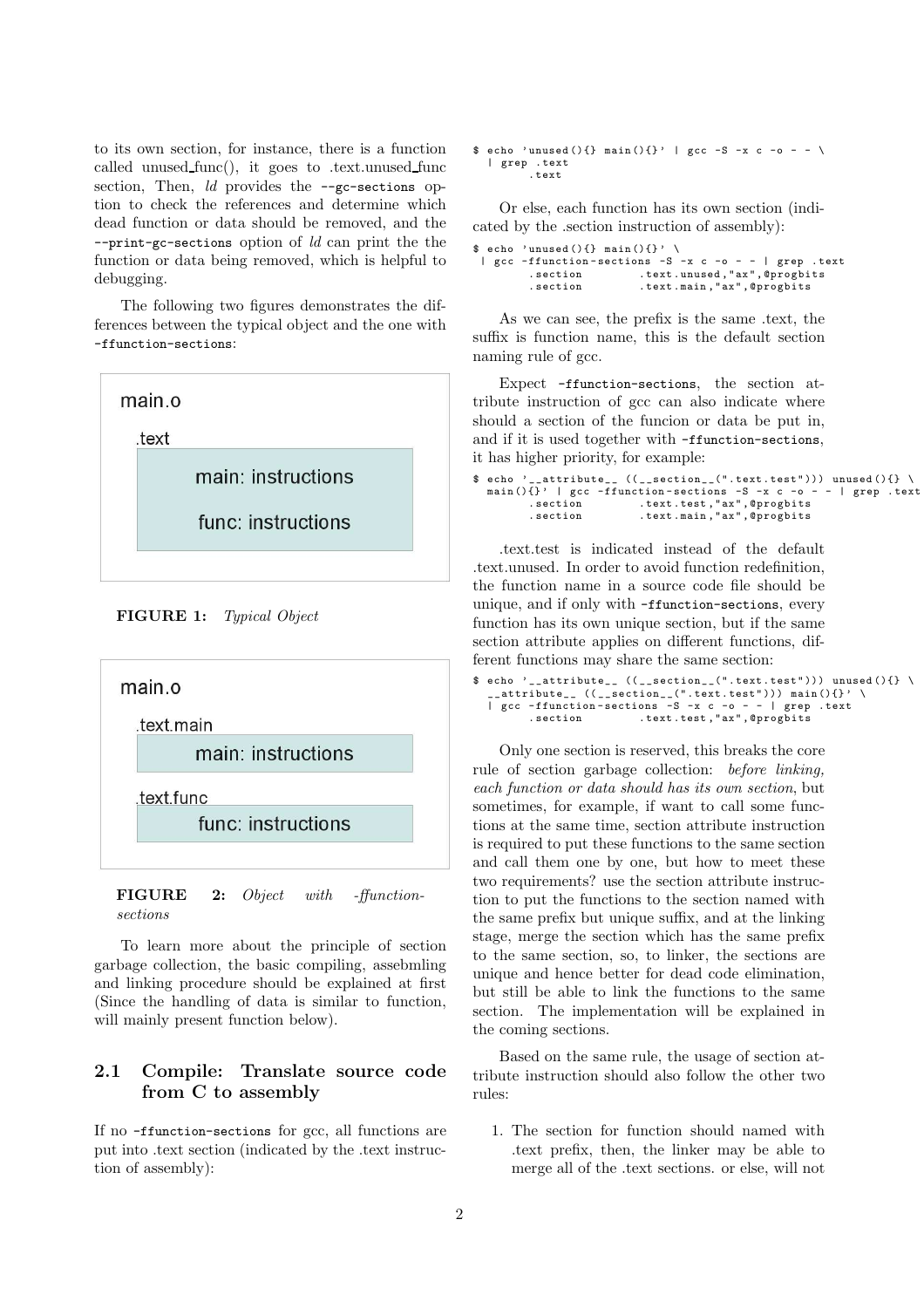to its own section, for instance, there is a function called unused_func(), it goes to .text.unused_func section, Then, *ld* provides the `--gc-sections` option to check the references and determine which dead function or data should be removed, and the `--print-gc-sections` option of *ld* can print the the function or data being removed, which is helpful to debugging.

The following two figures demonstrates the differences between the typical object and the one with `-ffunction-sections`:

```
main.o

.text
    main: instructions

    func: instructions
```

**FIGURE 1:** *Typical Object*

```
main.o

.text.main
    main: instructions

.text.func
    func: instructions
```

**FIGURE 2:** *Object with -ffunction-sections*

To learn more about the principle of section garbage collection, the basic compiling, assebmling and linking procedure should be explained at first (Since the handling of data is similar to function, will mainly present function below).

## 2.1 Compile: Translate source code from C to assembly

If no `-ffunction-sections` for gcc, all functions are put into .text section (indicated by the .text instruction of assembly):

```
$ echo 'unused(){} main(){}' | gcc -S -x c -o - - \
  | grep .text
        .text
```

Or else, each function has its own section (indicated by the .section instruction of assembly):

```
$ echo 'unused(){} main(){}' \
 | gcc -ffunction-sections -S -x c -o - - | grep .text
        .section        .text.unused,"ax",@progbits
        .section        .text.main,"ax",@progbits
```

As we can see, the prefix is the same .text, the suffix is function name, this is the default section naming rule of gcc.

Expect `-ffunction-sections`, the section attribute instruction of gcc can also indicate where should a section of the funcion or data be put in, and if it is used together with `-ffunction-sections`, it has higher priority, for example:

```
$ echo '__attribute__ ((__section__(".text.test"))) unused(){} \
  main(){}' | gcc -ffunction-sections -S -x c -o - - | grep .text
        .section        .text.test,"ax",@progbits
        .section        .text.main,"ax",@progbits
```

.text.test is indicated instead of the default .text.unused. In order to avoid function redefinition, the function name in a source code file should be unique, and if only with `-ffunction-sections`, every function has its own unique section, but if the same section attribute applies on different functions, different functions may share the same section:

```
$ echo '__attribute__ ((__section__(".text.test"))) unused(){} \
  __attribute__ ((__section__(".text.test"))) main(){}' \
  | gcc -ffunction-sections -S -x c -o - - | grep .text
        .section        .text.test,"ax",@progbits
```

Only one section is reserved, this breaks the core rule of section garbage collection: *before linking, each function or data should has its own section*, but sometimes, for example, if want to call some functions at the same time, section attribute instruction is required to put these functions to the same section and call them one by one, but how to meet these two requirements? use the section attribute instruction to put the functions to the section named with the same prefix but unique suffix, and at the linking stage, merge the section which has the same prefix to the same section, so, to linker, the sections are unique and hence better for dead code elimination, but still be able to link the functions to the same section. The implementation will be explained in the coming sections.

Based on the same rule, the usage of section attribute instruction should also follow the other two rules:

1. The section for function should named with .text prefix, then, the linker may be able to merge all of the .text sections. or else, will not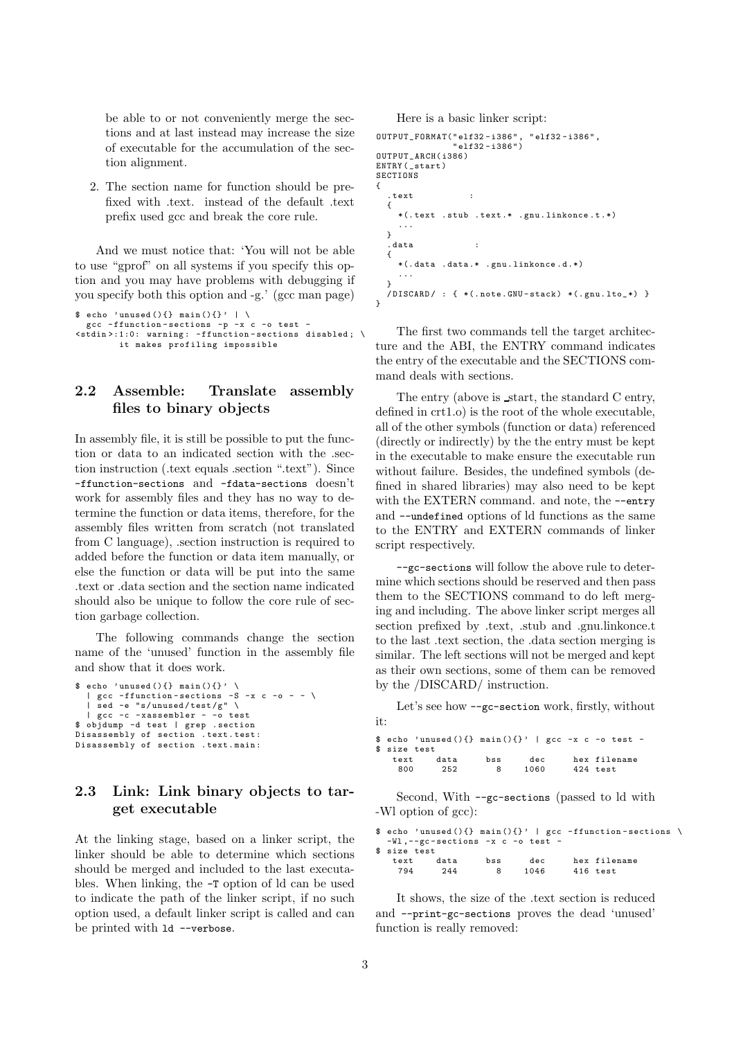be able to or not conveniently merge the sections and at last instead may increase the size of executable for the accumulation of the section alignment.

2. The section name for function should be prefixed with .text. instead of the default .text prefix used gcc and break the core rule.

And we must notice that: 'You will not be able to use "gprof" on all systems if you specify this option and you may have problems with debugging if you specify both this option and -g.' (gcc man page)

```
$ echo 'unused(){} main(){}' | \
  gcc -ffunction-sections -p -x c -o test -
<stdin>:1:0: warning: -ffunction-sections disabled; \
        it makes profiling impossible
```

## 2.2 Assemble: Translate assembly files to binary objects

In assembly file, it is still be possible to put the function or data to an indicated section with the .section instruction (.text equals .section ".text"). Since `-ffunction-sections` and `-fdata-sections` doesn't work for assembly files and they has no way to determine the function or data items, therefore, for the assembly files written from scratch (not translated from C language), .section instruction is required to added before the function or data item manually, or else the function or data will be put into the same .text or .data section and the section name indicated should also be unique to follow the core rule of section garbage collection.

The following commands change the section name of the 'unused' function in the assembly file and show that it does work.

```
$ echo 'unused(){} main(){}' \
  | gcc -ffunction-sections -S -x c -o - - \
  | sed -e "s/unused/test/g" \
  | gcc -c -xassembler - -o test
$ objdump -d test | grep .section
Disassembly of section .text.test:
Disassembly of section .text.main:
```

## 2.3 Link: Link binary objects to target executable

At the linking stage, based on a linker script, the linker should be able to determine which sections should be merged and included to the last executables. When linking, the `-T` option of ld can be used to indicate the path of the linker script, if no such option used, a default linker script is called and can be printed with `ld --verbose`.

Here is a basic linker script:

```
OUTPUT_FORMAT("elf32-i386", "elf32-i386",
              "elf32-i386")
OUTPUT_ARCH(i386)
ENTRY(_start)
SECTIONS
{
  .text           :
  {
    *(.text .stub .text.* .gnu.linkonce.t.*)
    ...
  }
  .data           :
  {
    *(.data .data.* .gnu.linkonce.d.*)
    ...
  }
  /DISCARD/ : { *(.note.GNU-stack) *(.gnu.lto_*) }
}
```

The first two commands tell the target architecture and the ABI, the ENTRY command indicates the entry of the executable and the SECTIONS command deals with sections.

The entry (above is _start, the standard C entry, defined in crt1.o) is the root of the whole executable, all of the other symbols (function or data) referenced (directly or indirectly) by the the entry must be kept in the executable to make ensure the executable run without failure. Besides, the undefined symbols (defined in shared libraries) may also need to be kept with the EXTERN command. and note, the `--entry` and `--undefined` options of ld functions as the same to the ENTRY and EXTERN commands of linker script respectively.

`--gc-sections` will follow the above rule to determine which sections should be reserved and then pass them to the SECTIONS command to do left merging and including. The above linker script merges all section prefixed by .text, .stub and .gnu.linkonce.t to the last .text section, the .data section merging is similar. The left sections will not be merged and kept as their own sections, some of them can be removed by the /DISCARD/ instruction.

Let's see how `--gc-section` work, firstly, without it:

```
$ echo 'unused(){} main(){}' | gcc -x c -o test -
$ size test
   text    data     bss     dec     hex filename
    800     252       8    1060     424 test
```

Second, With `--gc-sections` (passed to ld with -Wl option of gcc):

```
$ echo 'unused(){} main(){}' | gcc -ffunction-sections \
  -Wl,--gc-sections -x c -o test -
$ size test
   text    data     bss     dec     hex filename
    794     244       8    1046     416 test
```

It shows, the size of the .text section is reduced and `--print-gc-sections` proves the dead 'unused' function is really removed: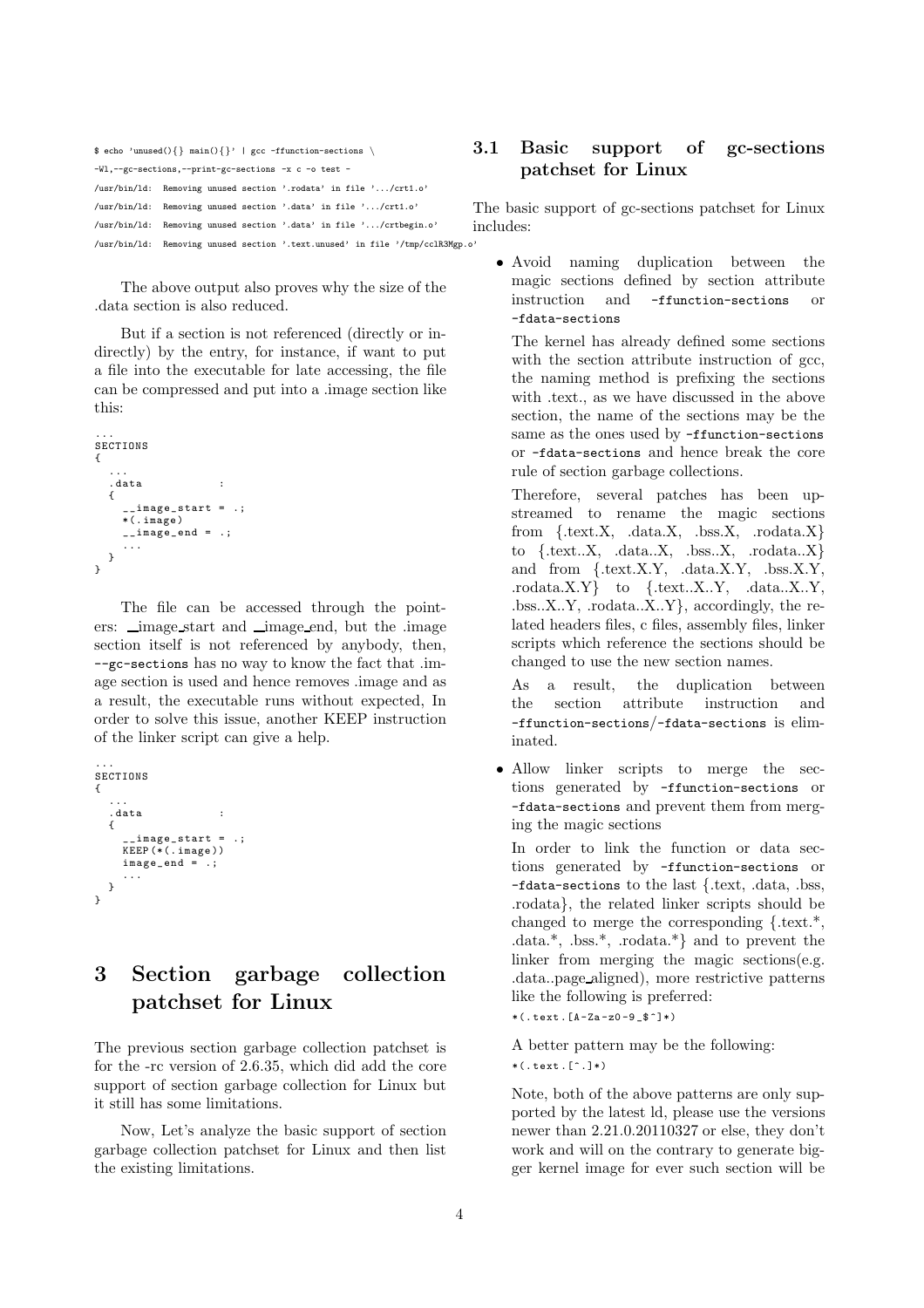```
$ echo 'unused(){} main(){}' | gcc -ffunction-sections \
-Wl,--gc-sections,--print-gc-sections -x c -o test -
/usr/bin/ld:  Removing unused section '.rodata' in file '.../crt1.o'
/usr/bin/ld:  Removing unused section '.data' in file '.../crt1.o'
/usr/bin/ld:  Removing unused section '.data' in file '.../crtbegin.o'
/usr/bin/ld:  Removing unused section '.text.unused' in file '/tmp/cclR3Mgp.o'
```

The above output also proves why the size of the .data section is also reduced.

But if a section is not referenced (directly or indirectly) by the entry, for instance, if want to put a file into the executable for late accessing, the file can be compressed and put into a .image section like this:

```
...
SECTIONS
{
  ...
  .data            :
  {
    __image_start = .;
    *(.image)
    __image_end = .;
    ...
  }
}
```

The file can be accessed through the pointers: __image_start and __image_end, but the .image section itself is not referenced by anybody, then, `--gc-sections` has no way to know the fact that .image section is used and hence removes .image and as a result, the executable runs without expected, In order to solve this issue, another KEEP instruction of the linker script can give a help.

```
...
SECTIONS
{
  ...
  .data            :
  {
    __image_start = .;
    KEEP(*(.image))
    image_end = .;
    ...
  }
}
```

# 3 Section garbage collection patchset for Linux

The previous section garbage collection patchset is for the -rc version of 2.6.35, which did add the core support of section garbage collection for Linux but it still has some limitations.

Now, Let's analyze the basic support of section garbage collection patchset for Linux and then list the existing limitations.

## 3.1 Basic support of gc-sections patchset for Linux

The basic support of gc-sections patchset for Linux includes:

- Avoid naming duplication between the magic sections defined by section attribute instruction and `-ffunction-sections` or `-fdata-sections`

  The kernel has already defined some sections with the section attribute instruction of gcc, the naming method is prefixing the sections with .text., as we have discussed in the above section, the name of the sections may be the same as the ones used by `-ffunction-sections` or `-fdata-sections` and hence break the core rule of section garbage collections.

  Therefore, several patches has been upstreamed to rename the magic sections from {.text.X, .data.X, .bss.X, .rodata.X} to {.text..X, .data..X, .bss..X, .rodata..X} and from {.text.X.Y, .data.X.Y, .bss.X.Y, .rodata.X.Y} to {.text..X..Y, .data..X..Y, .bss..X..Y, .rodata..X..Y}, accordingly, the related headers files, c files, assembly files, linker scripts which reference the sections should be changed to use the new section names.

  As a result, the duplication between the section attribute instruction and `-ffunction-sections`/`-fdata-sections` is eliminated.

- Allow linker scripts to merge the sections generated by `-ffunction-sections` or `-fdata-sections` and prevent them from merging the magic sections

  In order to link the function or data sections generated by `-ffunction-sections` or `-fdata-sections` to the last {.text, .data, .bss, .rodata}, the related linker scripts should be changed to merge the corresponding {.text.*, .data.*, .bss.*, .rodata.*} and to prevent the linker from merging the magic sections(e.g. .data..page_aligned), more restrictive patterns like the following is preferred:

  ```
  *(.text.[A-Za-z0-9_$^]*)
  ```

  A better pattern may be the following:

  ```
  *(.text.[^.]*)
  ```

  Note, both of the above patterns are only supported by the latest ld, please use the versions newer than 2.21.0.20110327 or else, they don't work and will on the contrary to generate bigger kernel image for ever such section will be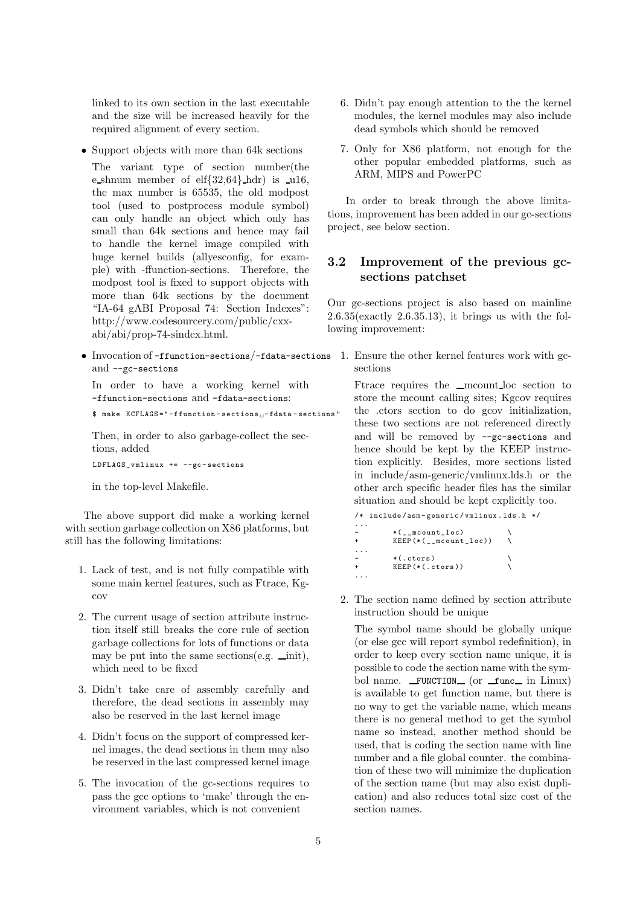linked to its own section in the last executable and the size will be increased heavily for the required alignment of every section.

- Support objects with more than 64k sections

  The variant type of section number(the e_shnum member of elf{32,64}_hdr) is _u16, the max number is 65535, the old modpost tool (used to postprocess module symbol) can only handle an object which only has small than 64k sections and hence may fail to handle the kernel image compiled with huge kernel builds (allyesconfig, for example) with -ffunction-sections. Therefore, the modpost tool is fixed to support objects with more than 64k sections by the document "IA-64 gABI Proposal 74: Section Indexes": http://www.codesourcery.com/public/cxx-abi/abi/prop-74-sindex.html.

- Invocation of `-ffunction-sections`/`-fdata-sections` and `--gc-sections`

  In order to have a working kernel with `-ffunction-sections` and `-fdata-sections`:

  ```
  $ make KCFLAGS="-ffunction-sections -fdata-sections"
  ```

  Then, in order to also garbage-collect the sections, added

  ```
  LDFLAGS_vmlinux += --gc-sections
  ```

  in the top-level Makefile.

The above support did make a working kernel with section garbage collection on X86 platforms, but still has the following limitations:

1. Lack of test, and is not fully compatible with some main kernel features, such as Ftrace, Kgcov
2. The current usage of section attribute instruction itself still breaks the core rule of section garbage collections for lots of functions or data may be put into the same sections(e.g. __init), which need to be fixed
3. Didn't take care of assembly carefully and therefore, the dead sections in assembly may also be reserved in the last kernel image
4. Didn't focus on the support of compressed kernel images, the dead sections in them may also be reserved in the last compressed kernel image
5. The invocation of the gc-sections requires to pass the gcc options to 'make' through the environment variables, which is not convenient
6. Didn't pay enough attention to the the kernel modules, the kernel modules may also include dead symbols which should be removed
7. Only for X86 platform, not enough for the other popular embedded platforms, such as ARM, MIPS and PowerPC

In order to break through the above limitations, improvement has been added in our gc-sections project, see below section.

## 3.2 Improvement of the previous gc-sections patchset

Our gc-sections project is also based on mainline 2.6.35(exactly 2.6.35.13), it brings us with the following improvement:

1. Ensure the other kernel features work with gc-sections

   Ftrace requires the __mcount_loc section to store the mcount calling sites; Kgcov requires the .ctors section to do gcov initialization, these two sections are not referenced directly and will be removed by `--gc-sections` and hence should be kept by the KEEP instruction explicitly. Besides, more sections listed in include/asm-generic/vmlinux.lds.h or the other arch specific header files has the similar situation and should be kept explicitly too.

   ```
   /* include/asm-generic/vmlinux.lds.h */
   ...
   -        *(__mcount_loc)          \
   +        KEEP(*(__mcount_loc))    \
   ...
   -        *(.ctors)                \
   +        KEEP(*(.ctors))          \
   ...
   ```

2. The section name defined by section attribute instruction should be unique

   The symbol name should be globally unique (or else gcc will report symbol redefinition), in order to keep every section name unique, it is possible to code the section name with the symbol name. `__FUNCTION__` (or `__func__` in Linux) is available to get function name, but there is no way to get the variable name, which means there is no general method to get the symbol name so instead, another method should be used, that is coding the section name with line number and a file global counter. the combination of these two will minimize the duplication of the section name (but may also exist duplication) and also reduces total size cost of the section names.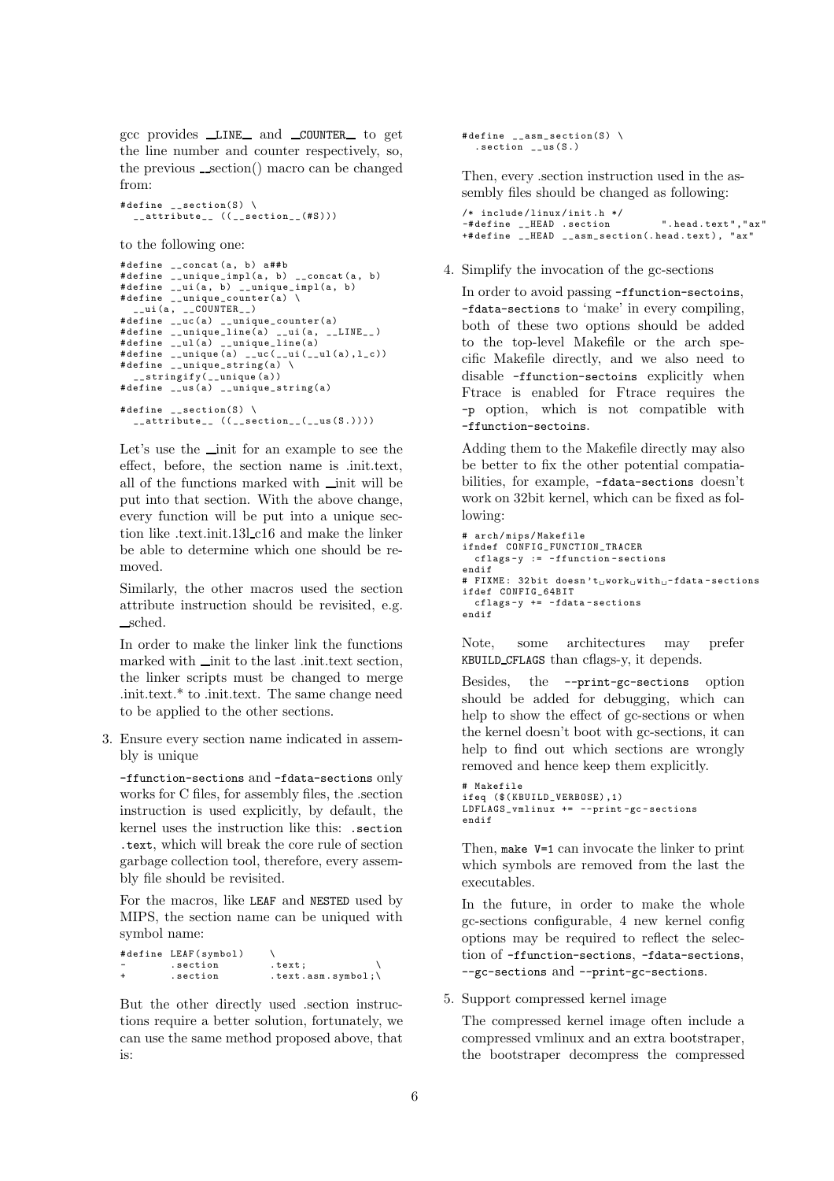gcc provides __LINE__ and __COUNTER__ to get the line number and counter respectively, so, the previous __section() macro can be changed from:

```
#define __section(S) \
  __attribute__ ((__section__(#S)))
```

to the following one:

```
#define __concat(a, b) a##b
#define __unique_impl(a, b) __concat(a, b)
#define __ui(a, b) __unique_impl(a, b)
#define __unique_counter(a) \
  __ui(a, __COUNTER__)
#define __uc(a) __unique_counter(a)
#define __unique_line(a) __ui(a, __LINE__)
#define __ul(a) __unique_line(a)
#define __unique(a) __uc(__ui(__ul(a),l_c))
#define __unique_string(a) \
  __stringify(__unique(a))
#define __us(a) __unique_string(a)

#define __section(S) \
  __attribute__ ((__section__(__us(S.))))
```

Let's use the __init for an example to see the effect, before, the section name is .init.text, all of the functions marked with __init will be put into that section. With the above change, every function will be put into a unique section like .text.init.13l_c16 and make the linker be able to determine which one should be removed.

Similarly, the other macros used the section attribute instruction should be revisited, e.g. __sched.

In order to make the linker link the functions marked with __init to the last .init.text section, the linker scripts must be changed to merge .init.text.* to .init.text. The same change need to be applied to the other sections.

3. Ensure every section name indicated in assembly is unique

   `-ffunction-sections` and `-fdata-sections` only works for C files, for assembly files, the .section instruction is used explicitly, by default, the kernel uses the instruction like this: `.section .text`, which will break the core rule of section garbage collection tool, therefore, every assembly file should be revisited.

   For the macros, like `LEAF` and `NESTED` used by MIPS, the section name can be uniqued with symbol name:

   ```
   #define LEAF(symbol)    \
   -       .section        .text;          \
   +       .section        .text.asm.symbol;\
   ```

   But the other directly used .section instructions require a better solution, fortunately, we can use the same method proposed above, that is:

   ```
   #define __asm_section(S) \
     .section __us(S.)
   ```

   Then, every .section instruction used in the assembly files should be changed as following:

   ```
   /* include/linux/init.h */
   -#define __HEAD .section        ".head.text","ax"
   +#define __HEAD __asm_section(.head.text), "ax"
   ```

4. Simplify the invocation of the gc-sections

   In order to avoid passing `-ffunction-sectoins`, `-fdata-sections` to 'make' in every compiling, both of these two options should be added to the top-level Makefile or the arch specific Makefile directly, and we also need to disable `-ffunction-sectoins` explicitly when Ftrace is enabled for Ftrace requires the `-p` option, which is not compatible with `-ffunction-sectoins`.

   Adding them to the Makefile directly may also be better to fix the other potential compatiabilities, for example, `-fdata-sections` doesn't work on 32bit kernel, which can be fixed as following:

   ```
   # arch/mips/Makefile
   ifndef CONFIG_FUNCTION_TRACER
     cflags-y := -ffunction-sections
   endif
   # FIXME: 32bit doesn't work with -fdata-sections
   ifdef CONFIG_64BIT
     cflags-y += -fdata-sections
   endif
   ```

   Note, some architectures may prefer `KBUILD_CFLAGS` than cflags-y, it depends.

   Besides, the `--print-gc-sections` option should be added for debugging, which can help to show the effect of gc-sections or when the kernel doesn't boot with gc-sections, it can help to find out which sections are wrongly removed and hence keep them explicitly.

   ```
   # Makefile
   ifeq ($(KBUILD_VERBOSE),1)
   LDFLAGS_vmlinux += --print-gc-sections
   endif
   ```

   Then, `make V=1` can invocate the linker to print which symbols are removed from the last the executables.

   In the future, in order to make the whole gc-sections configurable, 4 new kernel config options may be required to reflect the selection of `-ffunction-sections`, `-fdata-sections`, `--gc-sections` and `--print-gc-sections`.

5. Support compressed kernel image

   The compressed kernel image often include a compressed vmlinux and an extra bootstraper, the bootstraper decompress the compressed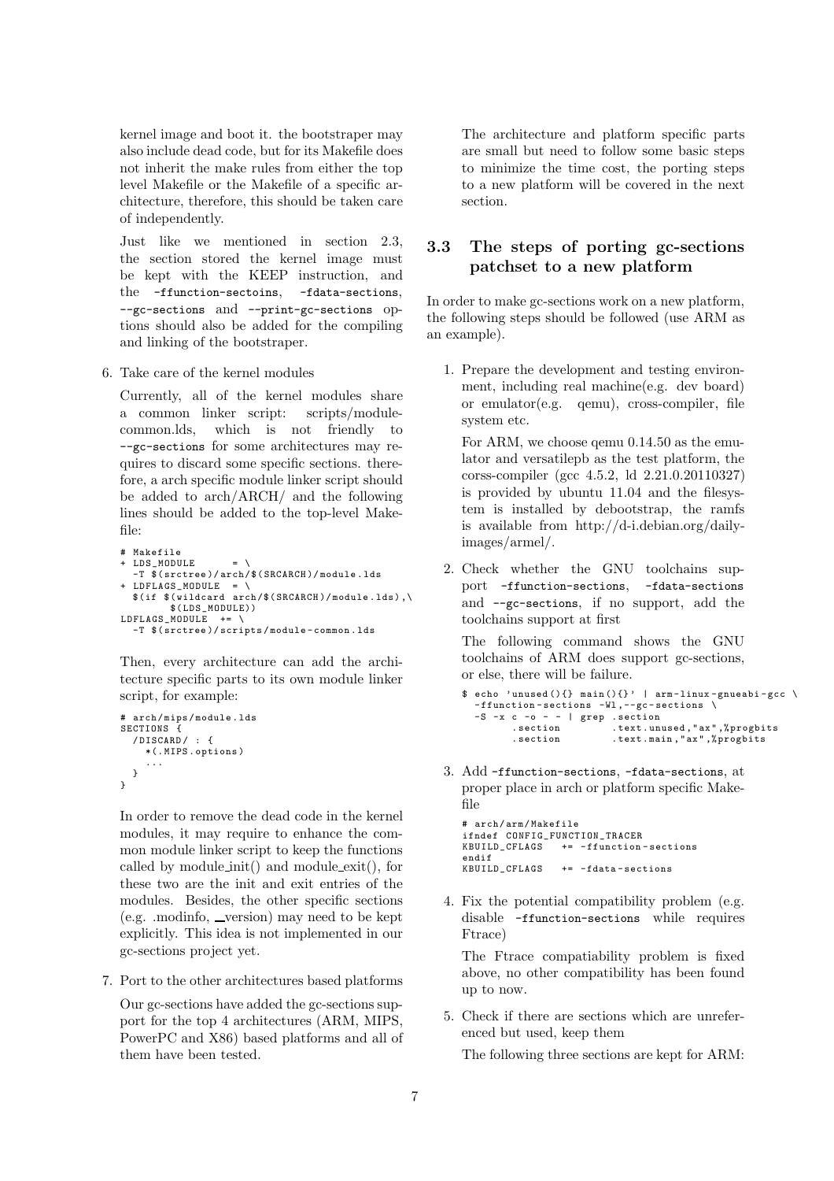kernel image and boot it. the bootstraper may also include dead code, but for its Makefile does not inherit the make rules from either the top level Makefile or the Makefile of a specific architecture, therefore, this should be taken care of independently.

Just like we mentioned in section 2.3, the section stored the kernel image must be kept with the KEEP instruction, and the `-ffunction-sectoins`, `-fdata-sections`, `--gc-sections` and `--print-gc-sections` options should also be added for the compiling and linking of the bootstraper.

6. Take care of the kernel modules

   Currently, all of the kernel modules share a common linker script: scripts/module-common.lds, which is not friendly to `--gc-sections` for some architectures may requires to discard some specific sections. therefore, a arch specific module linker script should be added to arch/ARCH/ and the following lines should be added to the top-level Makefile:

```
# Makefile
+ LDS_MODULE      = \
  -T $(srctree)/arch/$(SRCARCH)/module.lds
+ LDFLAGS_MODULE  = \
  $(if $(wildcard arch/$(SRCARCH)/module.lds),\
       $(LDS_MODULE))
LDFLAGS_MODULE  += \
  -T $(srctree)/scripts/module-common.lds
```

   Then, every architecture can add the architecture specific parts to its own module linker script, for example:

```
# arch/mips/module.lds
SECTIONS {
  /DISCARD/ : {
    *(.MIPS.options)
    ...
  }
}
```

   In order to remove the dead code in the kernel modules, it may require to enhance the common module linker script to keep the functions called by module_init() and module_exit(), for these two are the init and exit entries of the modules. Besides, the other specific sections (e.g. .modinfo, __version) may need to be kept explicitly. This idea is not implemented in our gc-sections project yet.

7. Port to the other architectures based platforms

   Our gc-sections have added the gc-sections support for the top 4 architectures (ARM, MIPS, PowerPC and X86) based platforms and all of them have been tested.

The architecture and platform specific parts are small but need to follow some basic steps to minimize the time cost, the porting steps to a new platform will be covered in the next section.

### 3.3 The steps of porting gc-sections patchset to a new platform

In order to make gc-sections work on a new platform, the following steps should be followed (use ARM as an example).

1. Prepare the development and testing environment, including real machine(e.g. dev board) or emulator(e.g. qemu), cross-compiler, file system etc.

   For ARM, we choose qemu 0.14.50 as the emulator and versatilepb as the test platform, the corss-compiler (gcc 4.5.2, ld 2.21.0.20110327) is provided by ubuntu 11.04 and the filesystem is installed by debootstrap, the ramfs is available from http://d-i.debian.org/daily-images/armel/.

2. Check whether the GNU toolchains support `-ffunction-sections`, `-fdata-sections` and `--gc-sections`, if no support, add the toolchains support at first

   The following command shows the GNU toolchains of ARM does support gc-sections, or else, there will be failure.

```
$ echo 'unused(){} main(){}' | arm-linux-gnueabi-gcc \
  -ffunction-sections -Wl,--gc-sections \
  -S -x c -o - - | grep .section
        .section        .text.unused,"ax",%progbits
        .section        .text.main,"ax",%progbits
```

3. Add `-ffunction-sections`, `-fdata-sections`, at proper place in arch or platform specific Makefile

```
# arch/arm/Makefile
ifndef CONFIG_FUNCTION_TRACER
KBUILD_CFLAGS   += -ffunction-sections
endif
KBUILD_CFLAGS   += -fdata-sections
```

4. Fix the potential compatibility problem (e.g. disable `-ffunction-sections` while requires Ftrace)

   The Ftrace compatiability problem is fixed above, no other compatibility has been found up to now.

5. Check if there are sections which are unreferenced but used, keep them

   The following three sections are kept for ARM: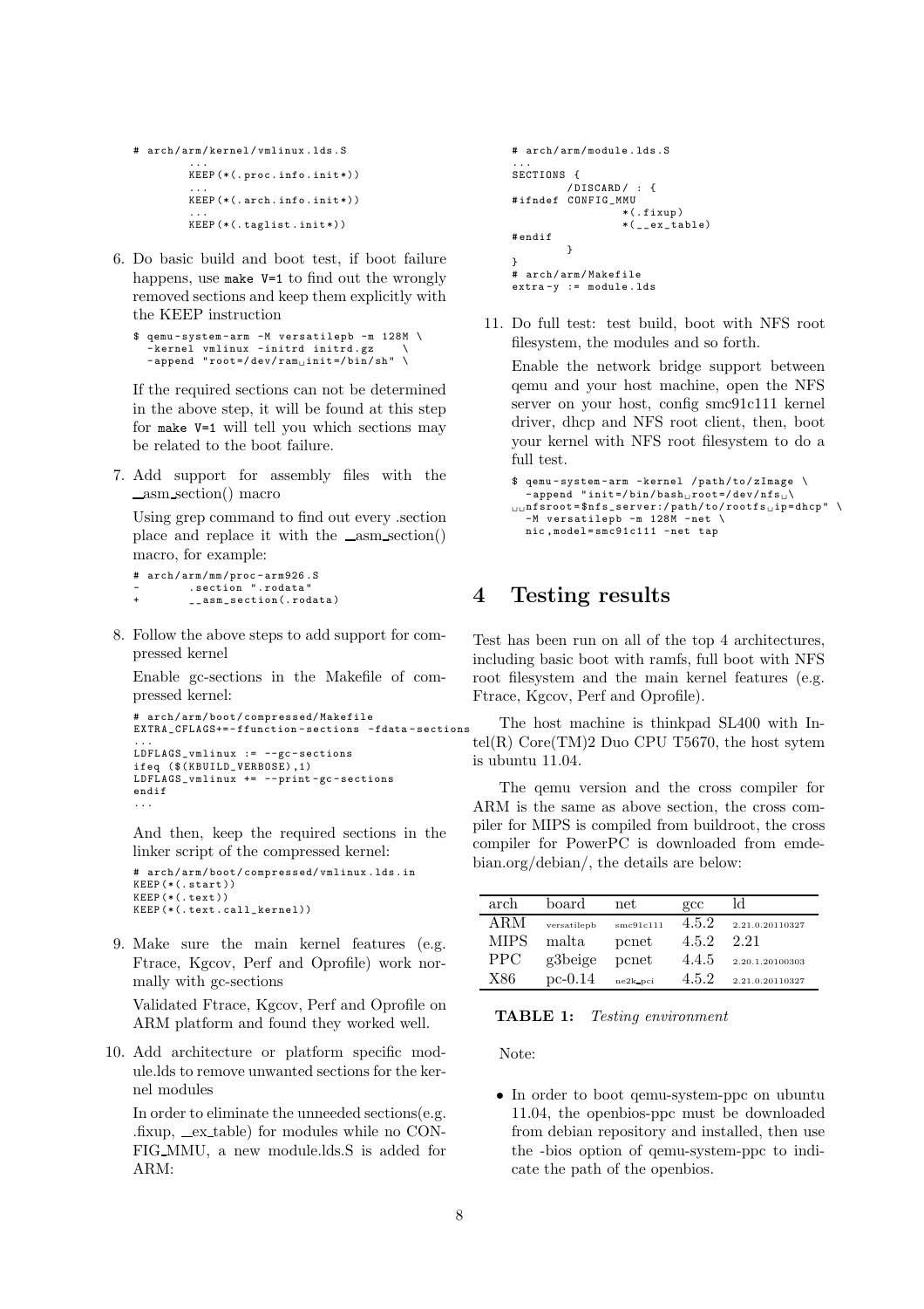```
# arch/arm/kernel/vmlinux.lds.S
        ...
        KEEP(*(.proc.info.init*))
        ...
        KEEP(*(.arch.info.init*))
        ...
        KEEP(*(.taglist.init*))
```

6. Do basic build and boot test, if boot failure happens, use `make V=1` to find out the wrongly removed sections and keep them explicitly with the KEEP instruction

```
$ qemu-system-arm -M versatilepb -m 128M \
  -kernel vmlinux -initrd initrd.gz    \
  -append "root=/dev/ram init=/bin/sh" \
```

   If the required sections can not be determined in the above step, it will be found at this step for `make V=1` will tell you which sections may be related to the boot failure.

7. Add support for assembly files with the __asm_section() macro

   Using grep command to find out every .section place and replace it with the __asm_section() macro, for example:

```
# arch/arm/mm/proc-arm926.S
-       .section ".rodata"
+       __asm_section(.rodata)
```

8. Follow the above steps to add support for compressed kernel

   Enable gc-sections in the Makefile of compressed kernel:

```
# arch/arm/boot/compressed/Makefile
EXTRA_CFLAGS+=-ffunction-sections -fdata-sections
...
LDFLAGS_vmlinux := --gc-sections
ifeq ($(KBUILD_VERBOSE),1)
LDFLAGS_vmlinux += --print-gc-sections
endif
...
```

   And then, keep the required sections in the linker script of the compressed kernel:

```
# arch/arm/boot/compressed/vmlinux.lds.in
KEEP(*(.start))
KEEP(*(.text))
KEEP(*(.text.call_kernel))
```

9. Make sure the main kernel features (e.g. Ftrace, Kgcov, Perf and Oprofile) work normally with gc-sections

   Validated Ftrace, Kgcov, Perf and Oprofile on ARM platform and found they worked well.

10. Add architecture or platform specific module.lds to remove unwanted sections for the kernel modules

   In order to eliminate the unneeded sections(e.g. .fixup, __ex_table) for modules while no CONFIG_MMU, a new module.lds.S is added for ARM:

```
# arch/arm/module.lds.S
...
SECTIONS {
        /DISCARD/ : {
#ifndef CONFIG_MMU
                *(.fixup)
                *(__ex_table)
#endif
        }
}
# arch/arm/Makefile
extra-y := module.lds
```

11. Do full test: test build, boot with NFS root filesystem, the modules and so forth.

   Enable the network bridge support between qemu and your host machine, open the NFS server on your host, config smc91c111 kernel driver, dhcp and NFS root client, then, boot your kernel with NFS root filesystem to do a full test.

```
$ qemu-system-arm -kernel /path/to/zImage \
  -append "init=/bin/bash root=/dev/nfs \
  nfsroot=$nfs_server:/path/to/rootfs ip=dhcp" \
  -M versatilepb -m 128M -net \
  nic,model=smc91c111 -net tap
```

# 4 Testing results

Test has been run on all of the top 4 architectures, including basic boot with ramfs, full boot with NFS root filesystem and the main kernel features (e.g. Ftrace, Kgcov, Perf and Oprofile).

The host machine is thinkpad SL400 with Intel(R) Core(TM)2 Duo CPU T5670, the host sytem is ubuntu 11.04.

The qemu version and the cross compiler for ARM is the same as above section, the cross compiler for MIPS is compiled from buildroot, the cross compiler for PowerPC is downloaded from emdebian.org/debian/, the details are below:

| arch | board | net | gcc | ld |
|---|---|---|---|---|
| ARM | versatilepb | smc91c111 | 4.5.2 | 2.21.0.20110327 |
| MIPS | malta | pcnet | 4.5.2 | 2.21 |
| PPC | g3beige | pcnet | 4.4.5 | 2.20.1.20100303 |
| X86 | pc-0.14 | ne2k_pci | 4.5.2 | 2.21.0.20110327 |

**TABLE 1:** *Testing environment*

Note:

- In order to boot qemu-system-ppc on ubuntu 11.04, the openbios-ppc must be downloaded from debian repository and installed, then use the -bios option of qemu-system-ppc to indicate the path of the openbios.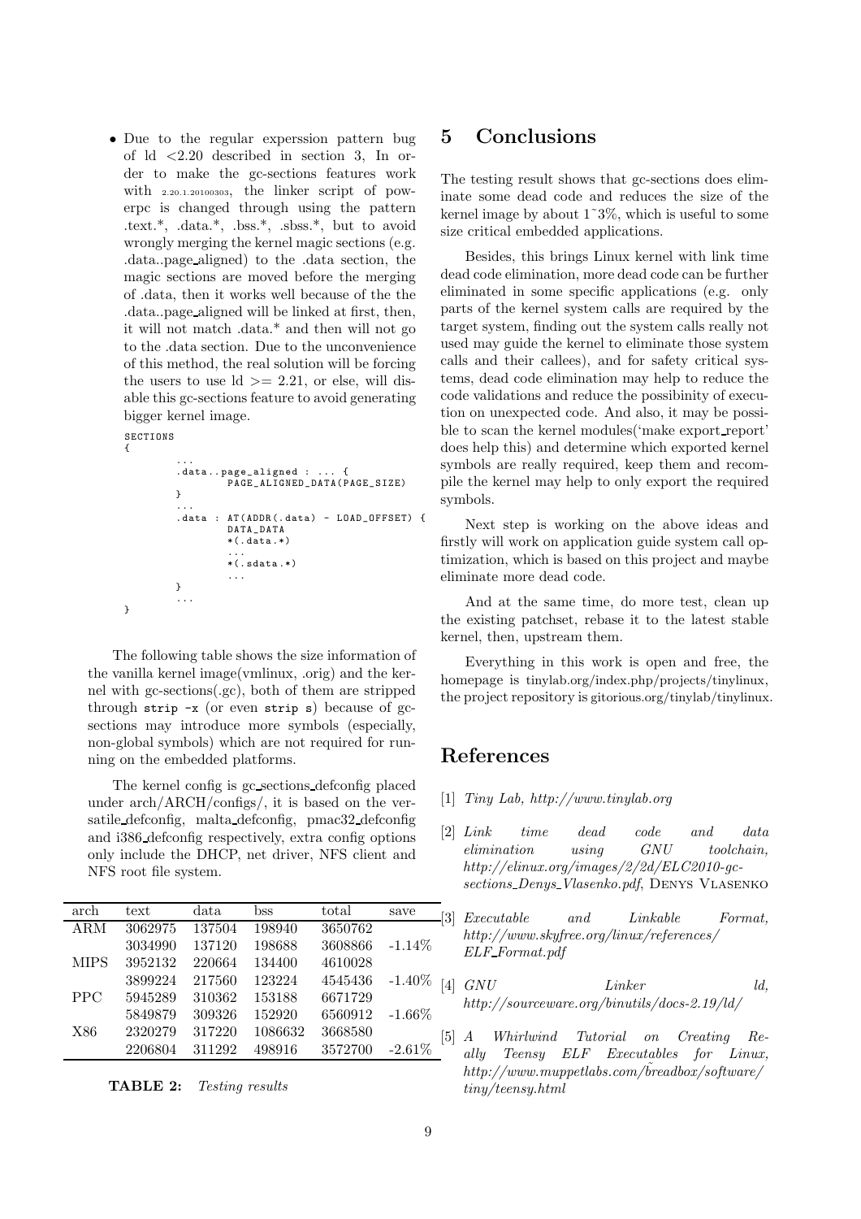- Due to the regular experssion pattern bug of ld <2.20 described in section 3, In order to make the gc-sections features work with 2.20.1.20100303, the linker script of powerpc is changed through using the pattern .text.*, .data.*, .bss.*, .sbss.*, but to avoid wrongly merging the kernel magic sections (e.g. .data..page_aligned) to the .data section, the magic sections are moved before the merging of .data, then it works well because of the the .data..page_aligned will be linked at first, then, it will not match .data.* and then will not go to the .data section. Due to the unconvenience of this method, the real solution will be forcing the users to use ld >= 2.21, or else, will disable this gc-sections feature to avoid generating bigger kernel image.

```
SECTIONS
{
        ...
        .data..page_aligned : ... {
                PAGE_ALIGNED_DATA(PAGE_SIZE)
        }
        ...
        .data : AT(ADDR(.data) - LOAD_OFFSET) {
                DATA_DATA
                *(.data.*)
                ...
                *(.sdata.*)
                ...
        }
        ...
}
```

The following table shows the size information of the vanilla kernel image(vmlinux, .orig) and the kernel with gc-sections(.gc), both of them are stripped through `strip -x` (or even `strip s`) because of gc-sections may introduce more symbols (especially, non-global symbols) which are not required for running on the embedded platforms.

The kernel config is gc_sections_defconfig placed under arch/ARCH/configs/, it is based on the versatile_defconfig, malta_defconfig, pmac32_defconfig and i386_defconfig respectively, extra config options only include the DHCP, net driver, NFS client and NFS root file system.

| arch | text | data | bss | total | save |
|---|---|---|---|---|---|
| ARM | 3062975 | 137504 | 198940 | 3650762 | |
| | 3034990 | 137120 | 198688 | 3608866 | -1.14% |
| MIPS | 3952132 | 220664 | 134400 | 4610028 | |
| | 3899224 | 217560 | 123224 | 4545436 | -1.40% |
| PPC | 5945289 | 310362 | 153188 | 6671729 | |
| | 5849879 | 309326 | 152920 | 6560912 | -1.66% |
| X86 | 2320279 | 317220 | 1086632 | 3668580 | |
| | 2206804 | 311292 | 498916 | 3572700 | -2.61% |

**TABLE 2:** *Testing results*

## 5 Conclusions

The testing result shows that gc-sections does eliminate some dead code and reduces the size of the kernel image by about 1~3%, which is useful to some size critical embedded applications.

Besides, this brings Linux kernel with link time dead code elimination, more dead code can be further eliminated in some specific applications (e.g. only parts of the kernel system calls are required by the target system, finding out the system calls really not used may guide the kernel to eliminate those system calls and their callees), and for safety critical systems, dead code elimination may help to reduce the code validations and reduce the possibinity of execution on unexpected code. And also, it may be possible to scan the kernel modules('make export_report' does help this) and determine which exported kernel symbols are really required, keep them and recompile the kernel may help to only export the required symbols.

Next step is working on the above ideas and firstly will work on application guide system call optimization, which is based on this project and maybe eliminate more dead code.

And at the same time, do more test, clean up the existing patchset, rebase it to the latest stable kernel, then, upstream them.

Everything in this work is open and free, the homepage is tinylab.org/index.php/projects/tinylinux, the project repository is gitorious.org/tinylab/tinylinux.

## References

[1] *Tiny Lab, http://www.tinylab.org*

[2] *Link time dead code and data elimination using GNU toolchain, http://elinux.org/images/2/2d/ELC2010-gc-sections_Denys_Vlasenko.pdf*, Denys Vlasenko

[3] *Executable and Linkable Format, http://www.skyfree.org/linux/references/ELF_Format.pdf*

[4] *GNU Linker ld, http://sourceware.org/binutils/docs-2.19/ld/*

[5] *A Whirlwind Tutorial on Creating Really Teensy ELF Executables for Linux, http://www.muppetlabs.com/~breadbox/software/tiny/teensy.html*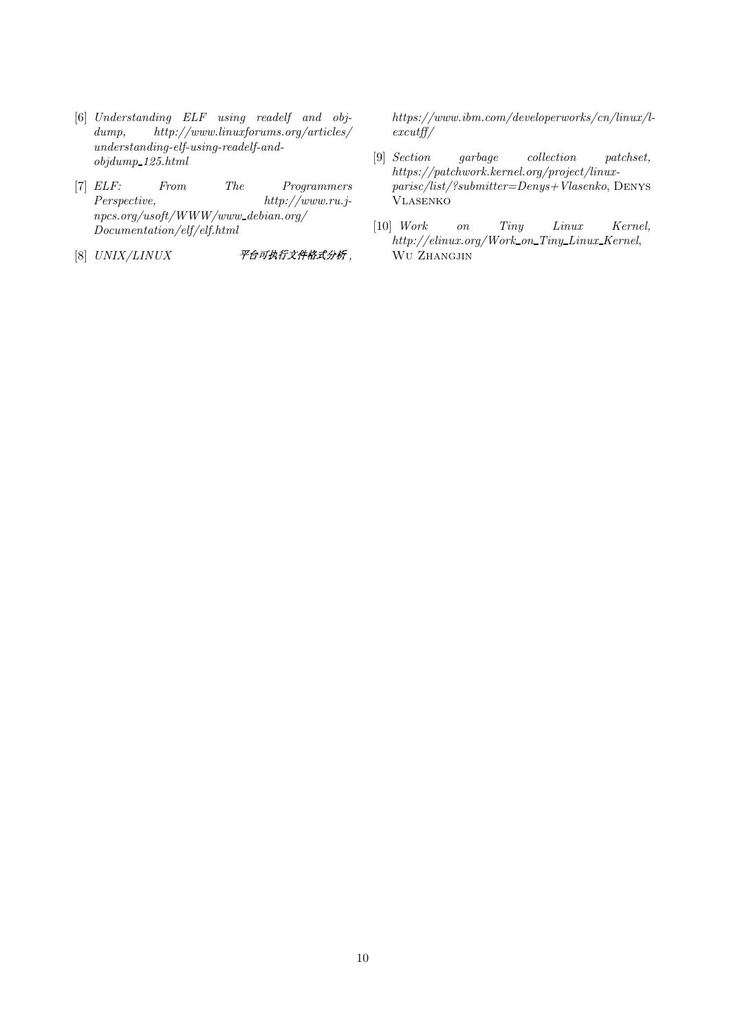[6] *Understanding ELF using readelf and objdump, http://www.linuxforums.org/articles/understanding-elf-using-readelf-and-objdump_125.html*

[7] *ELF: From The Programmers Perspective, http://www.ru.j-npcs.org/usoft/WWW/www_debian.org/Documentation/elf/elf.html*

[8] *UNIX/LINUX 平台可执行文件格式分析, https://www.ibm.com/developerworks/cn/linux/l-excutff/*

[9] *Section garbage collection patchset, https://patchwork.kernel.org/project/linux-parisc/list/?submitter=Denys+Vlasenko*, DENYS VLASENKO

[10] *Work on Tiny Linux Kernel, http://elinux.org/Work_on_Tiny_Linux_Kernel*, WU ZHANGJIN